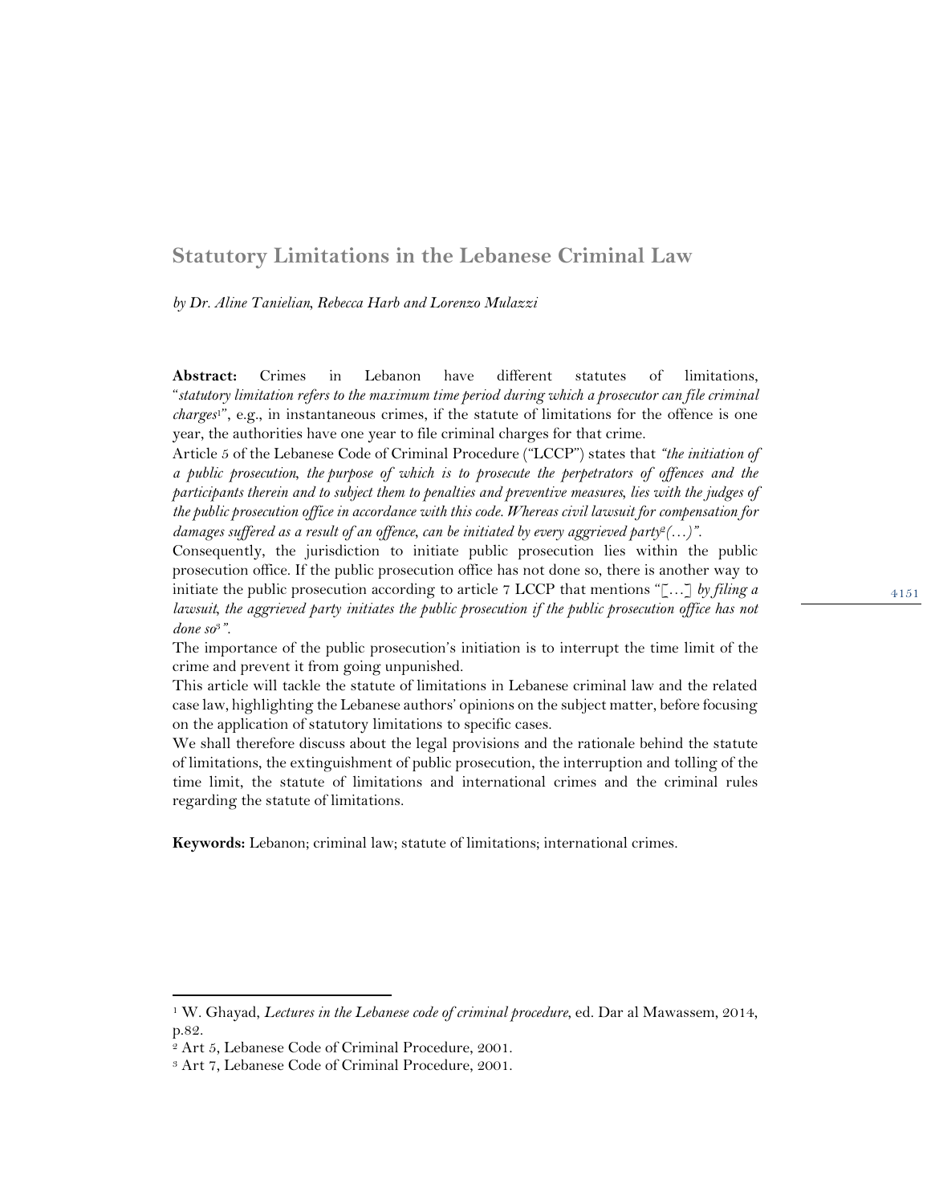# Statutory Limitations in the Lebanese Criminal Law

*by Dr. Aline Tanielian, Rebecca Harb and Lorenzo Mulazzi*

**Abstract:** Crimes in Lebanon have different statutes of limitations, "*statutory limitation refers to the maximum time period during which a prosecutor can file criminal charges*[1]", e.g., in instantaneous crimes, if the statute of limitations for the offence is one year, the authorities have one year to file criminal charges for that crime.

Article 5 of the Lebanese Code of Criminal Procedure ("LCCP") states that *"the initiation of a public prosecution, the purpose of which is to prosecute the perpetrators of offences and the participants therein and to subject them to penalties and preventive measures, lies with the judges of the public prosecution office in accordance with this code. Whereas civil lawsuit for compensation for damages suffered as a result of an offence, can be initiated by every aggrieved party*[2]*(…)"*.

Consequently, the jurisdiction to initiate public prosecution lies within the public prosecution office. If the public prosecution office has not done so, there is another way to initiate the public prosecution according to article 7 LCCP that mentions "[…] *by filing a lawsuit, the aggrieved party initiates the public prosecution if the public prosecution office has not done so*[3]*"*.

The importance of the public prosecution's initiation is to interrupt the time limit of the crime and prevent it from going unpunished.

This article will tackle the statute of limitations in Lebanese criminal law and the related case law, highlighting the Lebanese authors' opinions on the subject matter, before focusing on the application of statutory limitations to specific cases.

We shall therefore discuss about the legal provisions and the rationale behind the statute of limitations, the extinguishment of public prosecution, the interruption and tolling of the time limit, the statute of limitations and international crimes and the criminal rules regarding the statute of limitations.

**Keywords:** Lebanon; criminal law; statute of limitations; international crimes.

---

[1] W. Ghayad, *Lectures in the Lebanese code of criminal procedure*, ed. Dar al Mawassem, 2014, p.82.

[2] Art 5, Lebanese Code of Criminal Procedure, 2001.

[3] Art 7, Lebanese Code of Criminal Procedure, 2001.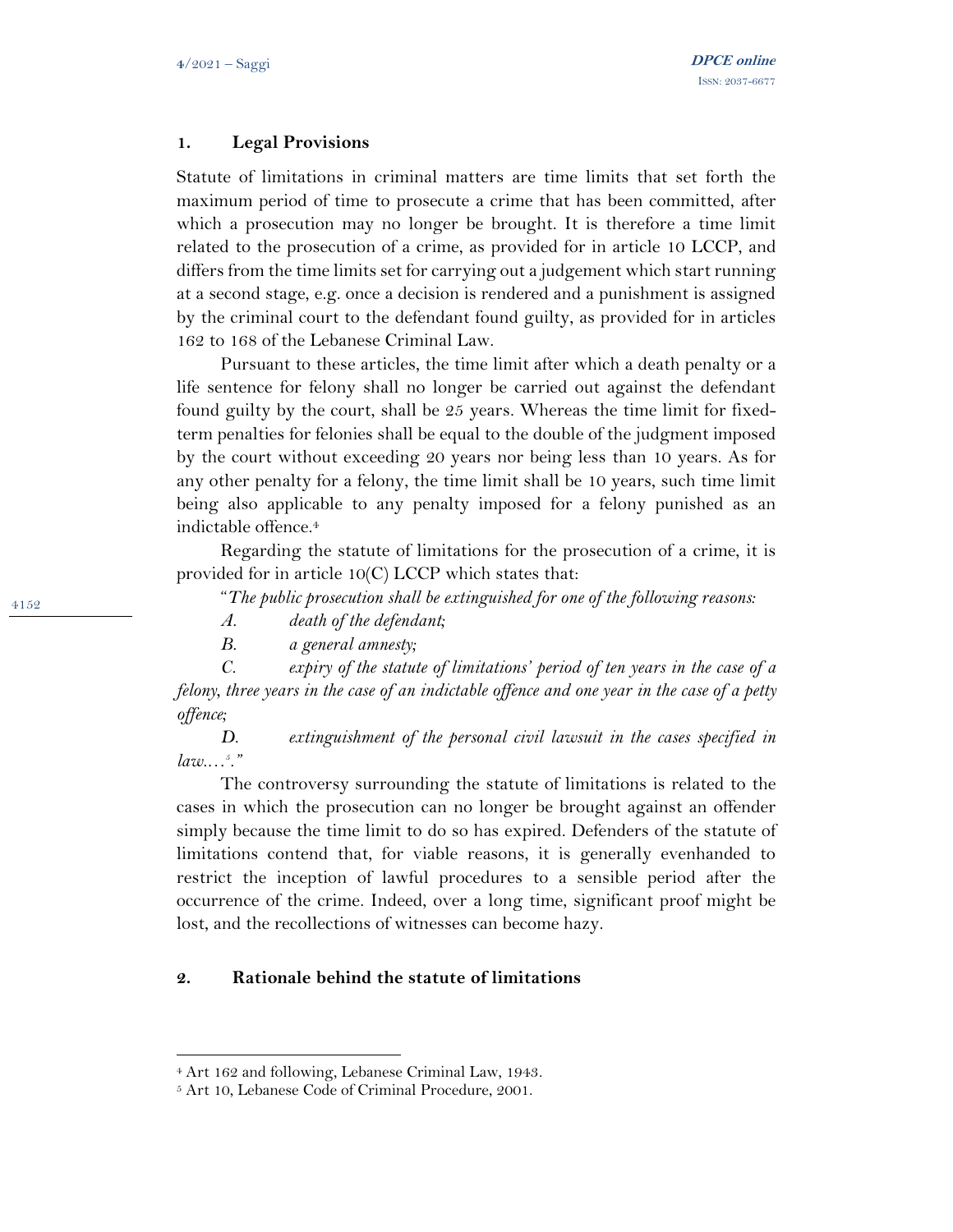## 1. Legal Provisions

Statute of limitations in criminal matters are time limits that set forth the maximum period of time to prosecute a crime that has been committed, after which a prosecution may no longer be brought. It is therefore a time limit related to the prosecution of a crime, as provided for in article 10 LCCP, and differs from the time limits set for carrying out a judgement which start running at a second stage, e.g. once a decision is rendered and a punishment is assigned by the criminal court to the defendant found guilty, as provided for in articles 162 to 168 of the Lebanese Criminal Law.

Pursuant to these articles, the time limit after which a death penalty or a life sentence for felony shall no longer be carried out against the defendant found guilty by the court, shall be 25 years. Whereas the time limit for fixed-term penalties for felonies shall be equal to the double of the judgment imposed by the court without exceeding 20 years nor being less than 10 years. As for any other penalty for a felony, the time limit shall be 10 years, such time limit being also applicable to any penalty imposed for a felony punished as an indictable offence.[4]

Regarding the statute of limitations for the prosecution of a crime, it is provided for in article 10(C) LCCP which states that:

"*The public prosecution shall be extinguished for one of the following reasons:*

*A. death of the defendant;*

*B. a general amnesty;*

*C. expiry of the statute of limitations' period of ten years in the case of a felony, three years in the case of an indictable offence and one year in the case of a petty offence;*

*D. extinguishment of the personal civil lawsuit in the cases specified in law....*[5]*.*"

The controversy surrounding the statute of limitations is related to the cases in which the prosecution can no longer be brought against an offender simply because the time limit to do so has expired. Defenders of the statute of limitations contend that, for viable reasons, it is generally evenhanded to restrict the inception of lawful procedures to a sensible period after the occurrence of the crime. Indeed, over a long time, significant proof might be lost, and the recollections of witnesses can become hazy.

## 2. Rationale behind the statute of limitations

[4] Art 162 and following, Lebanese Criminal Law, 1943.

[5] Art 10, Lebanese Code of Criminal Procedure, 2001.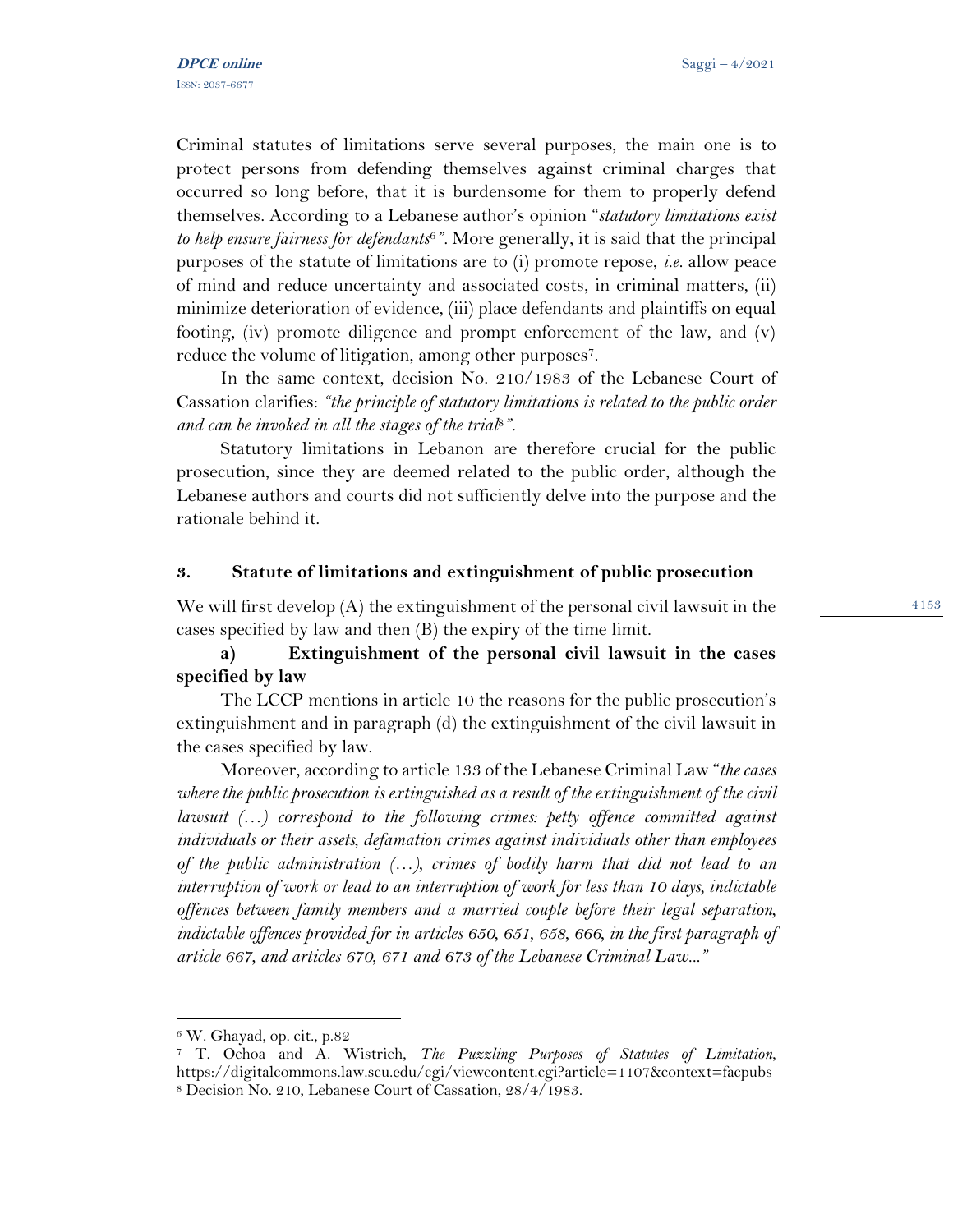Criminal statutes of limitations serve several purposes, the main one is to protect persons from defending themselves against criminal charges that occurred so long before, that it is burdensome for them to properly defend themselves. According to a Lebanese author's opinion *"statutory limitations exist to help ensure fairness for defendants*[6]*"*. More generally, it is said that the principal purposes of the statute of limitations are to (i) promote repose, *i.e.* allow peace of mind and reduce uncertainty and associated costs, in criminal matters, (ii) minimize deterioration of evidence, (iii) place defendants and plaintiffs on equal footing, (iv) promote diligence and prompt enforcement of the law, and (v) reduce the volume of litigation, among other purposes[7].

In the same context, decision No. 210/1983 of the Lebanese Court of Cassation clarifies: *"the principle of statutory limitations is related to the public order and can be invoked in all the stages of the trial*[8]*"*.

Statutory limitations in Lebanon are therefore crucial for the public prosecution, since they are deemed related to the public order, although the Lebanese authors and courts did not sufficiently delve into the purpose and the rationale behind it.

## 3. Statute of limitations and extinguishment of public prosecution

We will first develop (A) the extinguishment of the personal civil lawsuit in the cases specified by law and then (B) the expiry of the time limit.

### a) Extinguishment of the personal civil lawsuit in the cases specified by law

The LCCP mentions in article 10 the reasons for the public prosecution's extinguishment and in paragraph (d) the extinguishment of the civil lawsuit in the cases specified by law.

Moreover, according to article 133 of the Lebanese Criminal Law "*the cases where the public prosecution is extinguished as a result of the extinguishment of the civil lawsuit (…) correspond to the following crimes: petty offence committed against individuals or their assets, defamation crimes against individuals other than employees of the public administration (…), crimes of bodily harm that did not lead to an interruption of work or lead to an interruption of work for less than 10 days, indictable offences between family members and a married couple before their legal separation, indictable offences provided for in articles 650, 651, 658, 666, in the first paragraph of article 667, and articles 670, 671 and 673 of the Lebanese Criminal Law…"*

---

[6] W. Ghayad, op. cit., p.82

[7] T. Ochoa and A. Wistrich, *The Puzzling Purposes of Statutes of Limitation*, https://digitalcommons.law.scu.edu/cgi/viewcontent.cgi?article=1107&context=facpubs

[8] Decision No. 210, Lebanese Court of Cassation, 28/4/1983.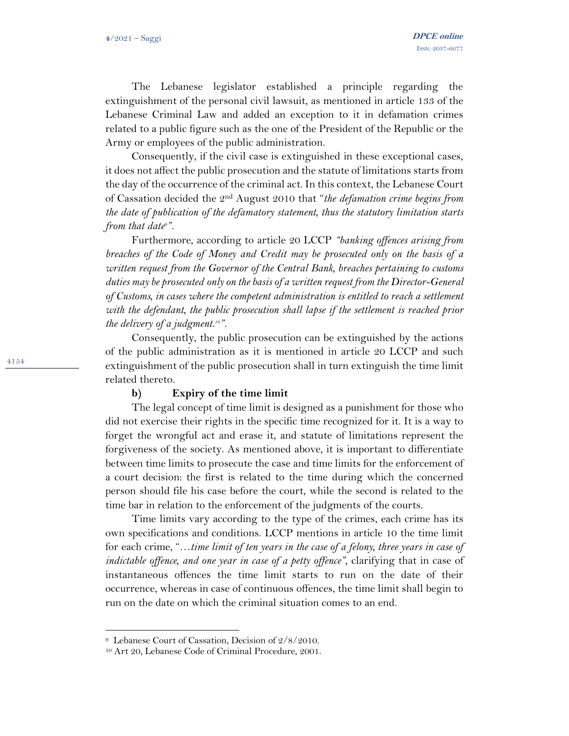The Lebanese legislator established a principle regarding the extinguishment of the personal civil lawsuit, as mentioned in article 133 of the Lebanese Criminal Law and added an exception to it in defamation crimes related to a public figure such as the one of the President of the Republic or the Army or employees of the public administration.

Consequently, if the civil case is extinguished in these exceptional cases, it does not affect the public prosecution and the statute of limitations starts from the day of the occurrence of the criminal act. In this context, the Lebanese Court of Cassation decided the 2nd August 2010 that "*the defamation crime begins from the date of publication of the defamatory statement, thus the statutory limitation starts from that date*[9]".

Furthermore, according to article 20 LCCP *"banking offences arising from breaches of the Code of Money and Credit may be prosecuted only on the basis of a written request from the Governor of the Central Bank, breaches pertaining to customs duties may be prosecuted only on the basis of a written request from the Director-General of Customs, in cases where the competent administration is entitled to reach a settlement with the defendant, the public prosecution shall lapse if the settlement is reached prior the delivery of a judgment.*[10]*"*.

Consequently, the public prosecution can be extinguished by the actions of the public administration as it is mentioned in article 20 LCCP and such extinguishment of the public prosecution shall in turn extinguish the time limit related thereto.

#### b) Expiry of the time limit

The legal concept of time limit is designed as a punishment for those who did not exercise their rights in the specific time recognized for it. It is a way to forget the wrongful act and erase it, and statute of limitations represent the forgiveness of the society. As mentioned above, it is important to differentiate between time limits to prosecute the case and time limits for the enforcement of a court decision: the first is related to the time during which the concerned person should file his case before the court, while the second is related to the time bar in relation to the enforcement of the judgments of the courts.

Time limits vary according to the type of the crimes, each crime has its own specifications and conditions. LCCP mentions in article 10 the time limit for each crime, "*…time limit of ten years in the case of a felony, three years in case of indictable offence, and one year in case of a petty offence*", clarifying that in case of instantaneous offences the time limit starts to run on the date of their occurrence, whereas in case of continuous offences, the time limit shall begin to run on the date on which the criminal situation comes to an end.

---

[9] Lebanese Court of Cassation, Decision of 2/8/2010.

[10] Art 20, Lebanese Code of Criminal Procedure, 2001.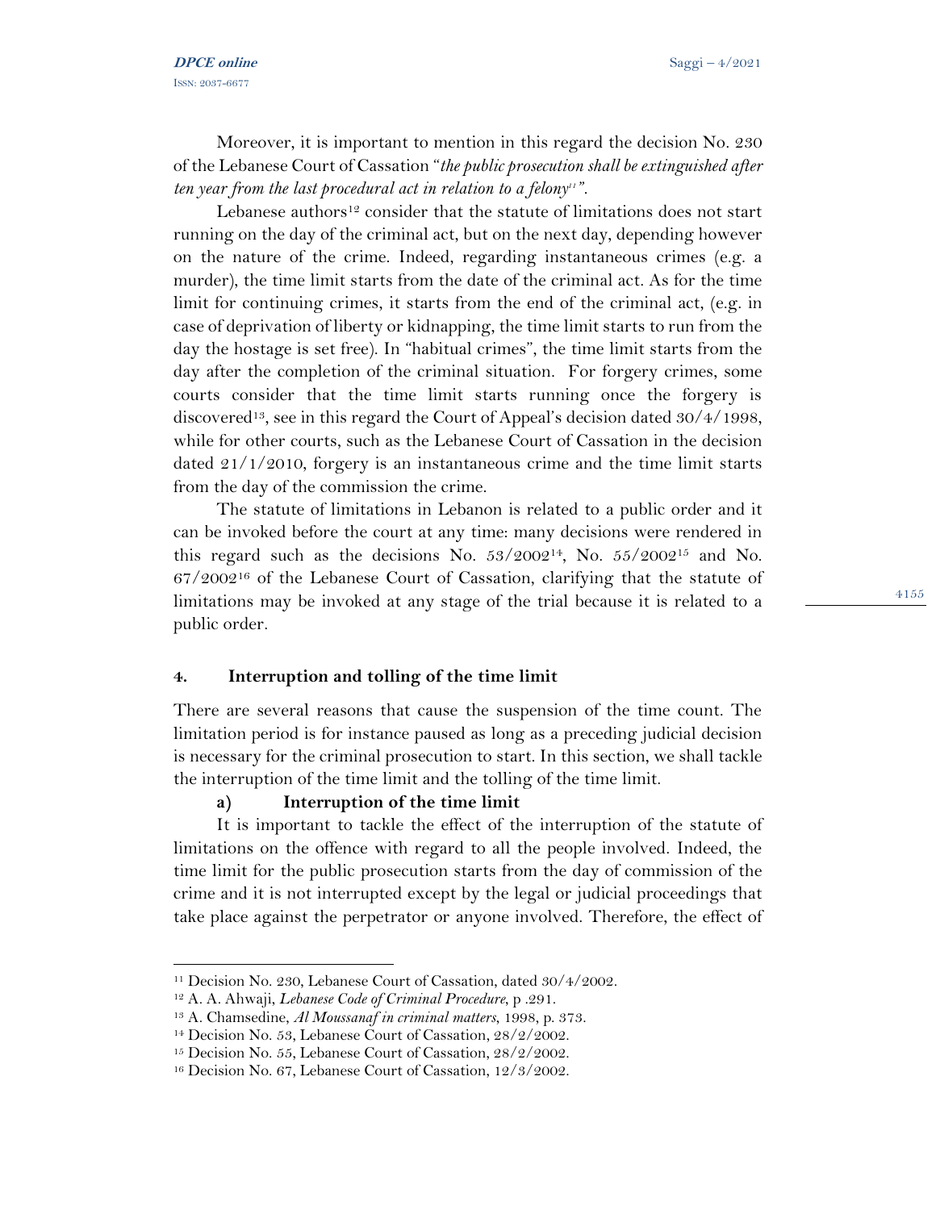Moreover, it is important to mention in this regard the decision No. 230 of the Lebanese Court of Cassation "*the public prosecution shall be extinguished after ten year from the last procedural act in relation to a felony*[11]".

Lebanese authors[12] consider that the statute of limitations does not start running on the day of the criminal act, but on the next day, depending however on the nature of the crime. Indeed, regarding instantaneous crimes (e.g. a murder), the time limit starts from the date of the criminal act. As for the time limit for continuing crimes, it starts from the end of the criminal act, (e.g. in case of deprivation of liberty or kidnapping, the time limit starts to run from the day the hostage is set free). In "habitual crimes", the time limit starts from the day after the completion of the criminal situation. For forgery crimes, some courts consider that the time limit starts running once the forgery is discovered[13], see in this regard the Court of Appeal's decision dated 30/4/1998, while for other courts, such as the Lebanese Court of Cassation in the decision dated 21/1/2010, forgery is an instantaneous crime and the time limit starts from the day of the commission the crime.

The statute of limitations in Lebanon is related to a public order and it can be invoked before the court at any time: many decisions were rendered in this regard such as the decisions No. 53/2002[14], No. 55/2002[15] and No. 67/2002[16] of the Lebanese Court of Cassation, clarifying that the statute of limitations may be invoked at any stage of the trial because it is related to a public order.

## 4. Interruption and tolling of the time limit

There are several reasons that cause the suspension of the time count. The limitation period is for instance paused as long as a preceding judicial decision is necessary for the criminal prosecution to start. In this section, we shall tackle the interruption of the time limit and the tolling of the time limit.

### a) Interruption of the time limit

It is important to tackle the effect of the interruption of the statute of limitations on the offence with regard to all the people involved. Indeed, the time limit for the public prosecution starts from the day of commission of the crime and it is not interrupted except by the legal or judicial proceedings that take place against the perpetrator or anyone involved. Therefore, the effect of

---

[11] Decision No. 230, Lebanese Court of Cassation, dated 30/4/2002.

[12] A. A. Ahwaji, *Lebanese Code of Criminal Procedure*, p .291.

[13] A. Chamsedine, *Al Moussanaf in criminal matters*, 1998, p. 373.

[14] Decision No. 53, Lebanese Court of Cassation, 28/2/2002.

[15] Decision No. 55, Lebanese Court of Cassation, 28/2/2002.

[16] Decision No. 67, Lebanese Court of Cassation, 12/3/2002.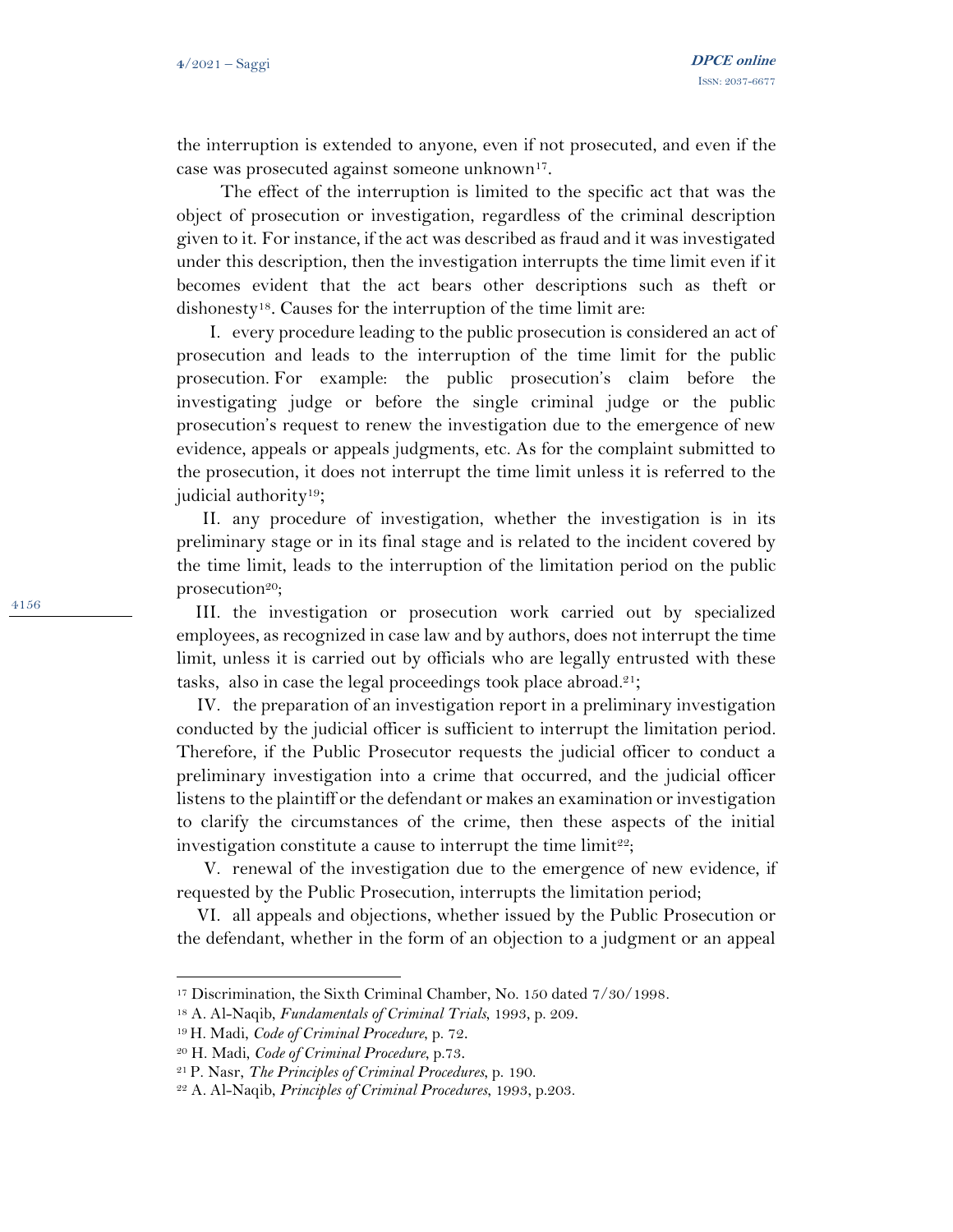the interruption is extended to anyone, even if not prosecuted, and even if the case was prosecuted against someone unknown[17].

The effect of the interruption is limited to the specific act that was the object of prosecution or investigation, regardless of the criminal description given to it. For instance, if the act was described as fraud and it was investigated under this description, then the investigation interrupts the time limit even if it becomes evident that the act bears other descriptions such as theft or dishonesty[18]. Causes for the interruption of the time limit are:

I. every procedure leading to the public prosecution is considered an act of prosecution and leads to the interruption of the time limit for the public prosecution. For example: the public prosecution's claim before the investigating judge or before the single criminal judge or the public prosecution's request to renew the investigation due to the emergence of new evidence, appeals or appeals judgments, etc. As for the complaint submitted to the prosecution, it does not interrupt the time limit unless it is referred to the judicial authority[19];

II. any procedure of investigation, whether the investigation is in its preliminary stage or in its final stage and is related to the incident covered by the time limit, leads to the interruption of the limitation period on the public prosecution[20];

III. the investigation or prosecution work carried out by specialized employees, as recognized in case law and by authors, does not interrupt the time limit, unless it is carried out by officials who are legally entrusted with these tasks, also in case the legal proceedings took place abroad.[21];

IV. the preparation of an investigation report in a preliminary investigation conducted by the judicial officer is sufficient to interrupt the limitation period. Therefore, if the Public Prosecutor requests the judicial officer to conduct a preliminary investigation into a crime that occurred, and the judicial officer listens to the plaintiff or the defendant or makes an examination or investigation to clarify the circumstances of the crime, then these aspects of the initial investigation constitute a cause to interrupt the time limit[22];

V. renewal of the investigation due to the emergence of new evidence, if requested by the Public Prosecution, interrupts the limitation period;

VI. all appeals and objections, whether issued by the Public Prosecution or the defendant, whether in the form of an objection to a judgment or an appeal

---

[17] Discrimination, the Sixth Criminal Chamber, No. 150 dated 7/30/1998.

[18] A. Al-Naqib, *Fundamentals of Criminal Trials*, 1993, p. 209.

[19] H. Madi, *Code of Criminal Procedure*, p. 72.

[20] H. Madi, *Code of Criminal Procedure*, p.73.

[21] P. Nasr, *The Principles of Criminal Procedures*, p. 190.

[22] A. Al-Naqib, *Principles of Criminal Procedures*, 1993, p.203.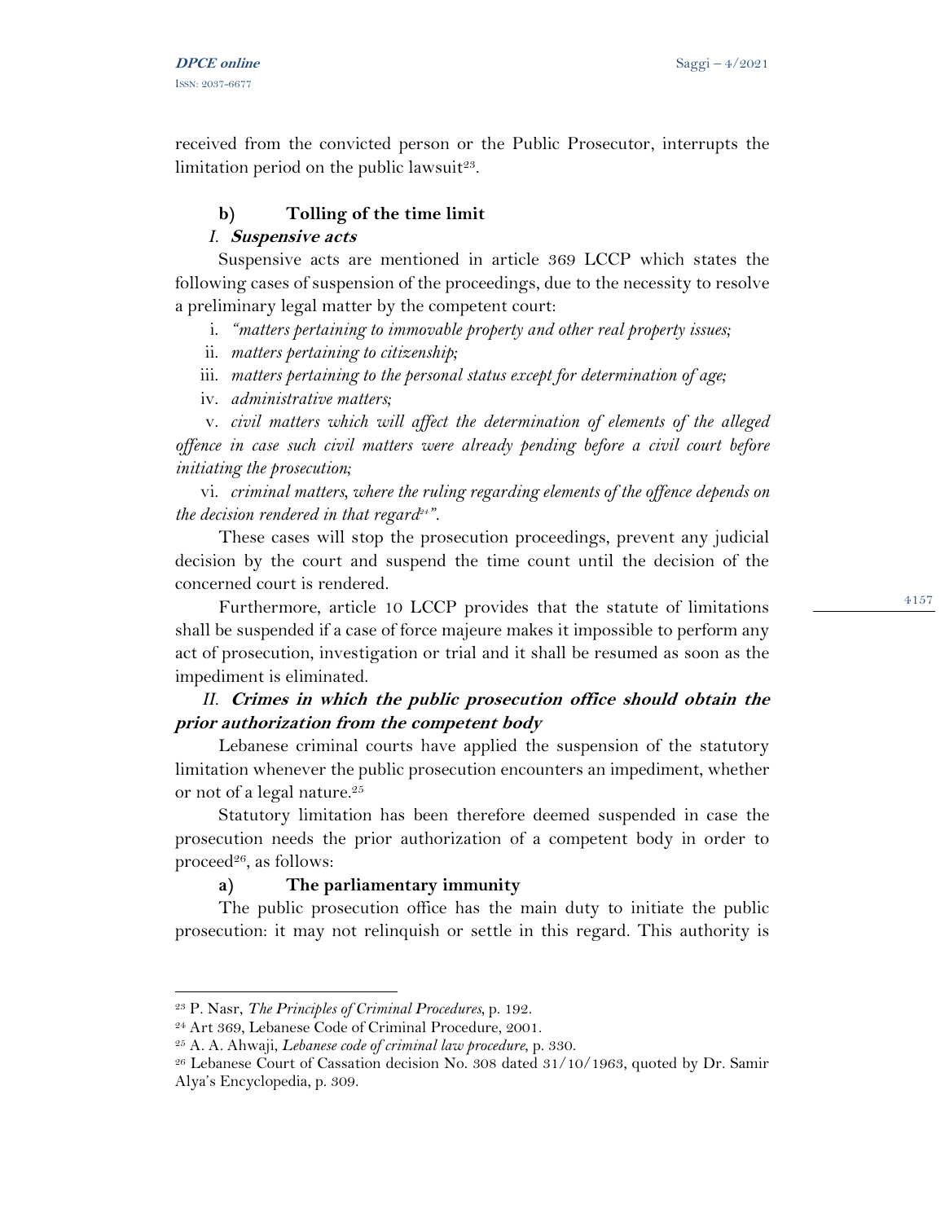received from the convicted person or the Public Prosecutor, interrupts the limitation period on the public lawsuit[23].

### b) Tolling of the time limit

#### *I. Suspensive acts*

Suspensive acts are mentioned in article 369 LCCP which states the following cases of suspension of the proceedings, due to the necessity to resolve a preliminary legal matter by the competent court:

i. *"matters pertaining to immovable property and other real property issues;*

ii. *matters pertaining to citizenship;*

iii. *matters pertaining to the personal status except for determination of age;*

iv. *administrative matters;*

v. *civil matters which will affect the determination of elements of the alleged offence in case such civil matters were already pending before a civil court before initiating the prosecution;*

vi. *criminal matters, where the ruling regarding elements of the offence depends on the decision rendered in that regard*[24]*".*

These cases will stop the prosecution proceedings, prevent any judicial decision by the court and suspend the time count until the decision of the concerned court is rendered.

Furthermore, article 10 LCCP provides that the statute of limitations shall be suspended if a case of force majeure makes it impossible to perform any act of prosecution, investigation or trial and it shall be resumed as soon as the impediment is eliminated.

#### *II. Crimes in which the public prosecution office should obtain the prior authorization from the competent body*

Lebanese criminal courts have applied the suspension of the statutory limitation whenever the public prosecution encounters an impediment, whether or not of a legal nature.[25]

Statutory limitation has been therefore deemed suspended in case the prosecution needs the prior authorization of a competent body in order to proceed[26], as follows:

##### a) The parliamentary immunity

The public prosecution office has the main duty to initiate the public prosecution: it may not relinquish or settle in this regard. This authority is

---

[23] P. Nasr, *The Principles of Criminal Procedures*, p. 192.

[24] Art 369, Lebanese Code of Criminal Procedure, 2001.

[25] A. A. Ahwaji, *Lebanese code of criminal law procedure*, p. 330.

[26] Lebanese Court of Cassation decision No. 308 dated 31/10/1963, quoted by Dr. Samir Alya's Encyclopedia, p. 309.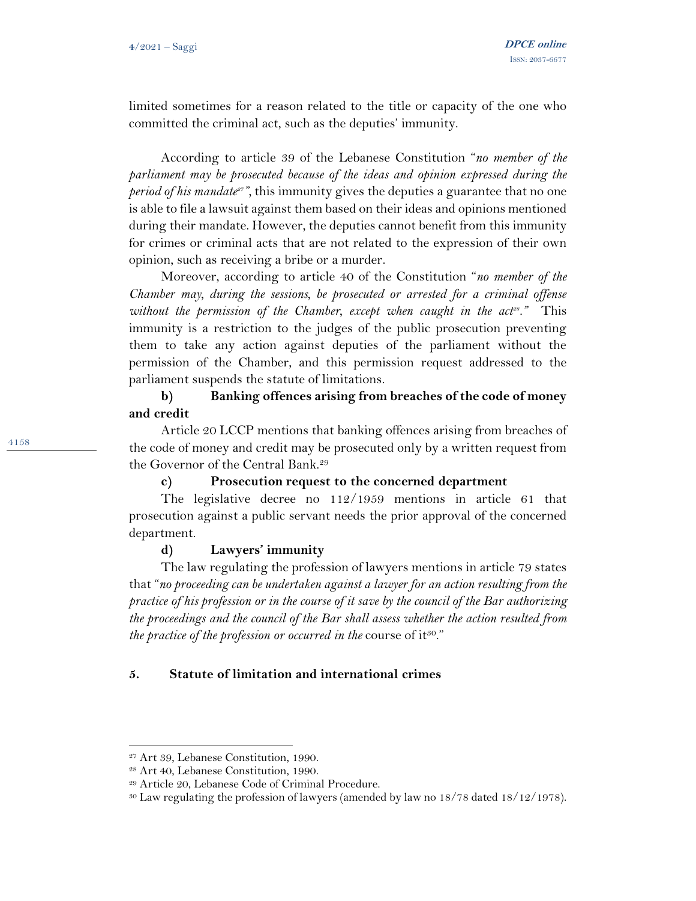limited sometimes for a reason related to the title or capacity of the one who committed the criminal act, such as the deputies' immunity.

According to article 39 of the Lebanese Constitution "*no member of the parliament may be prosecuted because of the ideas and opinion expressed during the period of his mandate*[27]", this immunity gives the deputies a guarantee that no one is able to file a lawsuit against them based on their ideas and opinions mentioned during their mandate. However, the deputies cannot benefit from this immunity for crimes or criminal acts that are not related to the expression of their own opinion, such as receiving a bribe or a murder.

Moreover, according to article 40 of the Constitution "*no member of the Chamber may, during the sessions, be prosecuted or arrested for a criminal offense without the permission of the Chamber, except when caught in the act*[28]." This immunity is a restriction to the judges of the public prosecution preventing them to take any action against deputies of the parliament without the permission of the Chamber, and this permission request addressed to the parliament suspends the statute of limitations.

**b) Banking offences arising from breaches of the code of money and credit**

Article 20 LCCP mentions that banking offences arising from breaches of the code of money and credit may be prosecuted only by a written request from the Governor of the Central Bank.[29]

**c) Prosecution request to the concerned department**

The legislative decree no 112/1959 mentions in article 61 that prosecution against a public servant needs the prior approval of the concerned department.

**d) Lawyers' immunity**

The law regulating the profession of lawyers mentions in article 79 states that "*no proceeding can be undertaken against a lawyer for an action resulting from the practice of his profession or in the course of it save by the council of the Bar authorizing the proceedings and the council of the Bar shall assess whether the action resulted from the practice of the profession or occurred in the* course of it[30]."

## 5. Statute of limitation and international crimes

---

[27] Art 39, Lebanese Constitution, 1990.

[28] Art 40, Lebanese Constitution, 1990.

[29] Article 20, Lebanese Code of Criminal Procedure.

[30] Law regulating the profession of lawyers (amended by law no 18/78 dated 18/12/1978).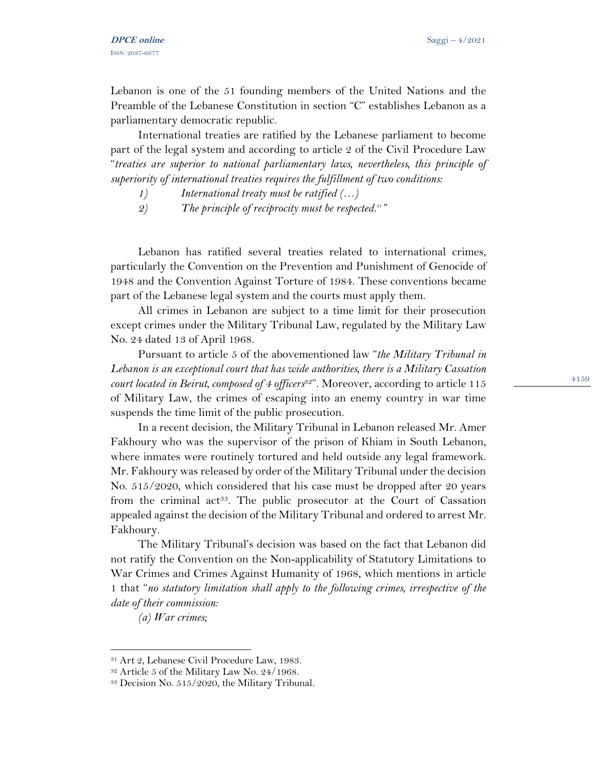Lebanon is one of the 51 founding members of the United Nations and the Preamble of the Lebanese Constitution in section "C" establishes Lebanon as a parliamentary democratic republic.

International treaties are ratified by the Lebanese parliament to become part of the legal system and according to article 2 of the Civil Procedure Law "*treaties are superior to national parliamentary laws, nevertheless, this principle of superiority of international treaties requires the fulfillment of two conditions:*

*1) International treaty must be ratified (…)*

*2) The principle of reciprocity must be respected.*[31]"

Lebanon has ratified several treaties related to international crimes, particularly the Convention on the Prevention and Punishment of Genocide of 1948 and the Convention Against Torture of 1984. These conventions became part of the Lebanese legal system and the courts must apply them.

All crimes in Lebanon are subject to a time limit for their prosecution except crimes under the Military Tribunal Law, regulated by the Military Law No. 24 dated 13 of April 1968.

Pursuant to article 5 of the abovementioned law "*the Military Tribunal in Lebanon is an exceptional court that has wide authorities, there is a Military Cassation court located in Beirut, composed of 4 officers*[32]". Moreover, according to article 115 of Military Law, the crimes of escaping into an enemy country in war time suspends the time limit of the public prosecution.

In a recent decision, the Military Tribunal in Lebanon released Mr. Amer Fakhoury who was the supervisor of the prison of Khiam in South Lebanon, where inmates were routinely tortured and held outside any legal framework. Mr. Fakhoury was released by order of the Military Tribunal under the decision No. 515/2020, which considered that his case must be dropped after 20 years from the criminal act[33]. The public prosecutor at the Court of Cassation appealed against the decision of the Military Tribunal and ordered to arrest Mr. Fakhoury.

The Military Tribunal's decision was based on the fact that Lebanon did not ratify the Convention on the Non-applicability of Statutory Limitations to War Crimes and Crimes Against Humanity of 1968, which mentions in article 1 that "*no statutory limitation shall apply to the following crimes, irrespective of the date of their commission:*

*(a) War crimes;*

---

[31] Art 2, Lebanese Civil Procedure Law, 1983.

[32] Article 5 of the Military Law No. 24/1968.

[33] Decision No. 515/2020, the Military Tribunal.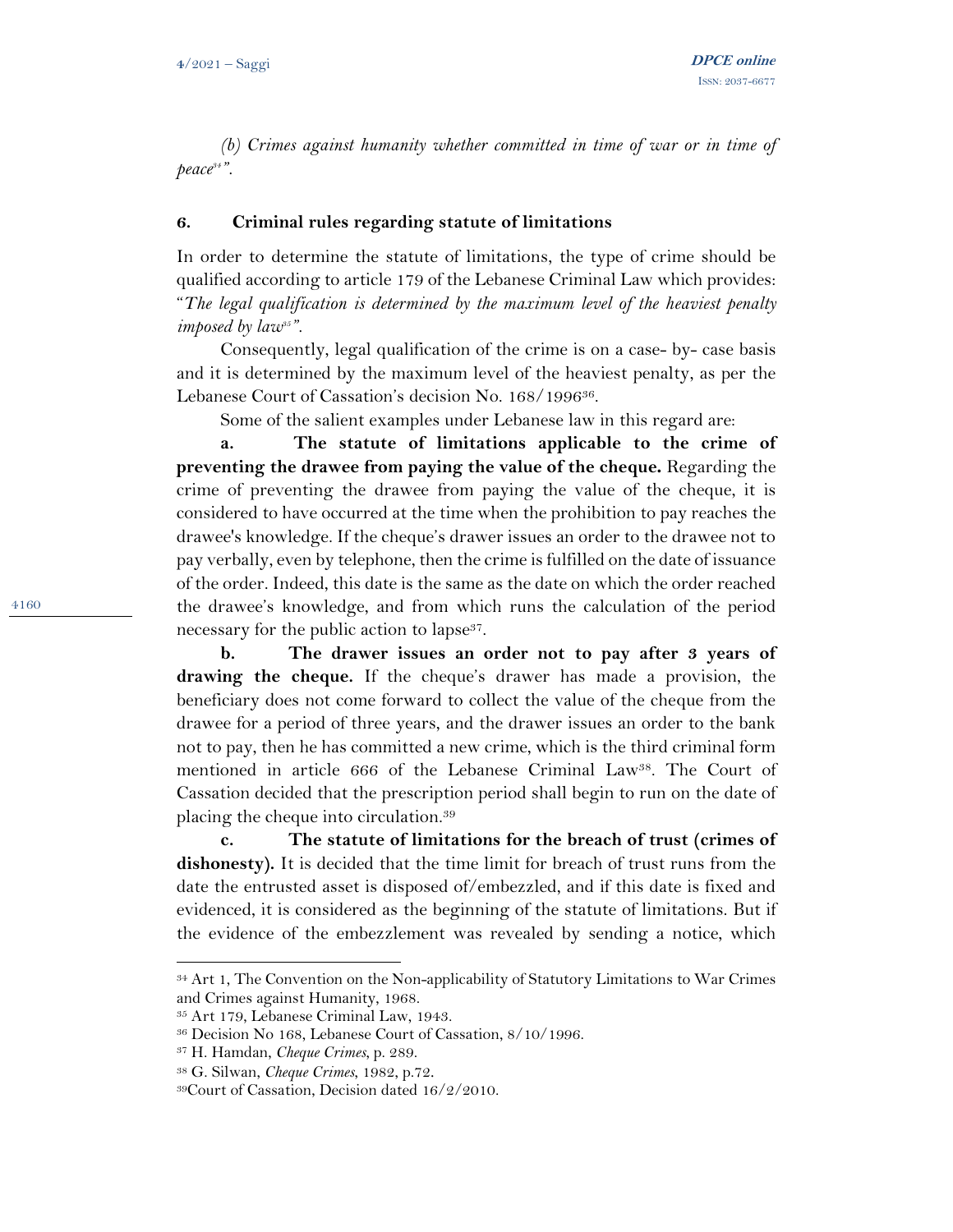*(b) Crimes against humanity whether committed in time of war or in time of peace*[34]*"*.

## 6. Criminal rules regarding statute of limitations

In order to determine the statute of limitations, the type of crime should be qualified according to article 179 of the Lebanese Criminal Law which provides: "*The legal qualification is determined by the maximum level of the heaviest penalty imposed by law*[35]*"*.

Consequently, legal qualification of the crime is on a case- by- case basis and it is determined by the maximum level of the heaviest penalty, as per the Lebanese Court of Cassation's decision No. 168/1996[36].

Some of the salient examples under Lebanese law in this regard are:

**a. The statute of limitations applicable to the crime of preventing the drawee from paying the value of the cheque.** Regarding the crime of preventing the drawee from paying the value of the cheque, it is considered to have occurred at the time when the prohibition to pay reaches the drawee's knowledge. If the cheque's drawer issues an order to the drawee not to pay verbally, even by telephone, then the crime is fulfilled on the date of issuance of the order. Indeed, this date is the same as the date on which the order reached the drawee's knowledge, and from which runs the calculation of the period necessary for the public action to lapse[37].

**b. The drawer issues an order not to pay after 3 years of drawing the cheque.** If the cheque's drawer has made a provision, the beneficiary does not come forward to collect the value of the cheque from the drawee for a period of three years, and the drawer issues an order to the bank not to pay, then he has committed a new crime, which is the third criminal form mentioned in article 666 of the Lebanese Criminal Law[38]. The Court of Cassation decided that the prescription period shall begin to run on the date of placing the cheque into circulation.[39]

**c. The statute of limitations for the breach of trust (crimes of dishonesty).** It is decided that the time limit for breach of trust runs from the date the entrusted asset is disposed of/embezzled, and if this date is fixed and evidenced, it is considered as the beginning of the statute of limitations. But if the evidence of the embezzlement was revealed by sending a notice, which

---

[34] Art 1, The Convention on the Non-applicability of Statutory Limitations to War Crimes and Crimes against Humanity, 1968.

[35] Art 179, Lebanese Criminal Law, 1943.

[36] Decision No 168, Lebanese Court of Cassation, 8/10/1996.

[37] H. Hamdan, *Cheque Crimes*, p. 289.

[38] G. Silwan, *Cheque Crimes*, 1982, p.72.

[39] Court of Cassation, Decision dated 16/2/2010.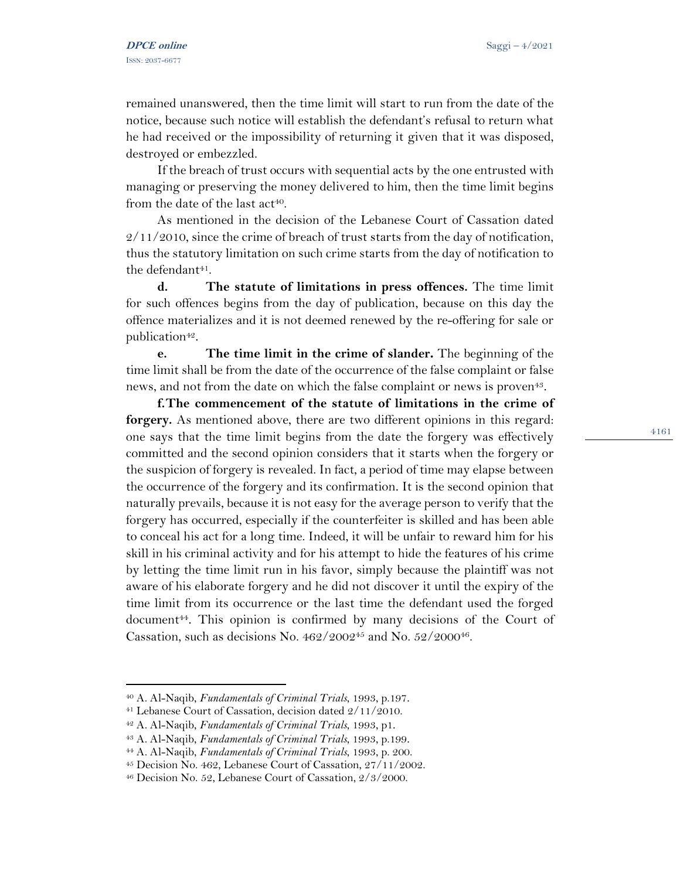remained unanswered, then the time limit will start to run from the date of the notice, because such notice will establish the defendant's refusal to return what he had received or the impossibility of returning it given that it was disposed, destroyed or embezzled.

If the breach of trust occurs with sequential acts by the one entrusted with managing or preserving the money delivered to him, then the time limit begins from the date of the last act[40].

As mentioned in the decision of the Lebanese Court of Cassation dated 2/11/2010, since the crime of breach of trust starts from the day of notification, thus the statutory limitation on such crime starts from the day of notification to the defendant[41].

**d. The statute of limitations in press offences.** The time limit for such offences begins from the day of publication, because on this day the offence materializes and it is not deemed renewed by the re-offering for sale or publication[42].

**e. The time limit in the crime of slander.** The beginning of the time limit shall be from the date of the occurrence of the false complaint or false news, and not from the date on which the false complaint or news is proven[43].

**f. The commencement of the statute of limitations in the crime of forgery.** As mentioned above, there are two different opinions in this regard: one says that the time limit begins from the date the forgery was effectively committed and the second opinion considers that it starts when the forgery or the suspicion of forgery is revealed. In fact, a period of time may elapse between the occurrence of the forgery and its confirmation. It is the second opinion that naturally prevails, because it is not easy for the average person to verify that the forgery has occurred, especially if the counterfeiter is skilled and has been able to conceal his act for a long time. Indeed, it will be unfair to reward him for his skill in his criminal activity and for his attempt to hide the features of his crime by letting the time limit run in his favor, simply because the plaintiff was not aware of his elaborate forgery and he did not discover it until the expiry of the time limit from its occurrence or the last time the defendant used the forged document[44]. This opinion is confirmed by many decisions of the Court of Cassation, such as decisions No. 462/2002[45] and No. 52/2000[46].

---

[40] A. Al-Naqib, *Fundamentals of Criminal Trials*, 1993, p.197.

[41] Lebanese Court of Cassation, decision dated 2/11/2010.

[42] A. Al-Naqib, *Fundamentals of Criminal Trials*, 1993, p1.

[43] A. Al-Naqib, *Fundamentals of Criminal Trials*, 1993, p.199.

[44] A. Al-Naqib, *Fundamentals of Criminal Trials*, 1993, p. 200.

[45] Decision No. 462, Lebanese Court of Cassation, 27/11/2002.

[46] Decision No. 52, Lebanese Court of Cassation, 2/3/2000.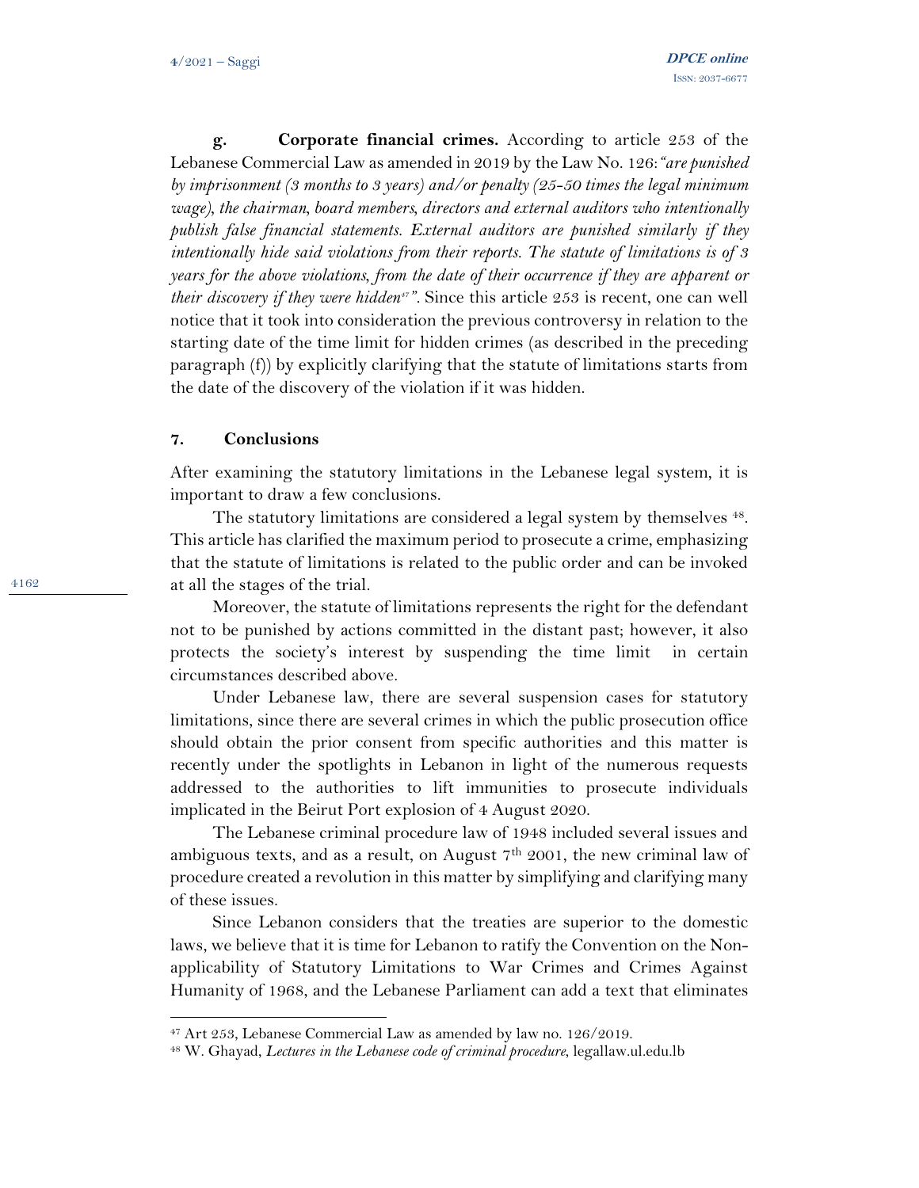**g. Corporate financial crimes.** According to article 253 of the Lebanese Commercial Law as amended in 2019 by the Law No. 126: *"are punished by imprisonment (3 months to 3 years) and/or penalty (25-50 times the legal minimum wage), the chairman, board members, directors and external auditors who intentionally publish false financial statements. External auditors are punished similarly if they intentionally hide said violations from their reports. The statute of limitations is of 3 years for the above violations, from the date of their occurrence if they are apparent or their discovery if they were hidden*[47]*"*. Since this article 253 is recent, one can well notice that it took into consideration the previous controversy in relation to the starting date of the time limit for hidden crimes (as described in the preceding paragraph (f)) by explicitly clarifying that the statute of limitations starts from the date of the discovery of the violation if it was hidden.

## 7. Conclusions

After examining the statutory limitations in the Lebanese legal system, it is important to draw a few conclusions.

The statutory limitations are considered a legal system by themselves [48]. This article has clarified the maximum period to prosecute a crime, emphasizing that the statute of limitations is related to the public order and can be invoked at all the stages of the trial.

Moreover, the statute of limitations represents the right for the defendant not to be punished by actions committed in the distant past; however, it also protects the society's interest by suspending the time limit in certain circumstances described above.

Under Lebanese law, there are several suspension cases for statutory limitations, since there are several crimes in which the public prosecution office should obtain the prior consent from specific authorities and this matter is recently under the spotlights in Lebanon in light of the numerous requests addressed to the authorities to lift immunities to prosecute individuals implicated in the Beirut Port explosion of 4 August 2020.

The Lebanese criminal procedure law of 1948 included several issues and ambiguous texts, and as a result, on August 7th 2001, the new criminal law of procedure created a revolution in this matter by simplifying and clarifying many of these issues.

Since Lebanon considers that the treaties are superior to the domestic laws, we believe that it is time for Lebanon to ratify the Convention on the Non-applicability of Statutory Limitations to War Crimes and Crimes Against Humanity of 1968, and the Lebanese Parliament can add a text that eliminates

---

[47] Art 253, Lebanese Commercial Law as amended by law no. 126/2019.

[48] W. Ghayad, *Lectures in the Lebanese code of criminal procedure*, legallaw.ul.edu.lb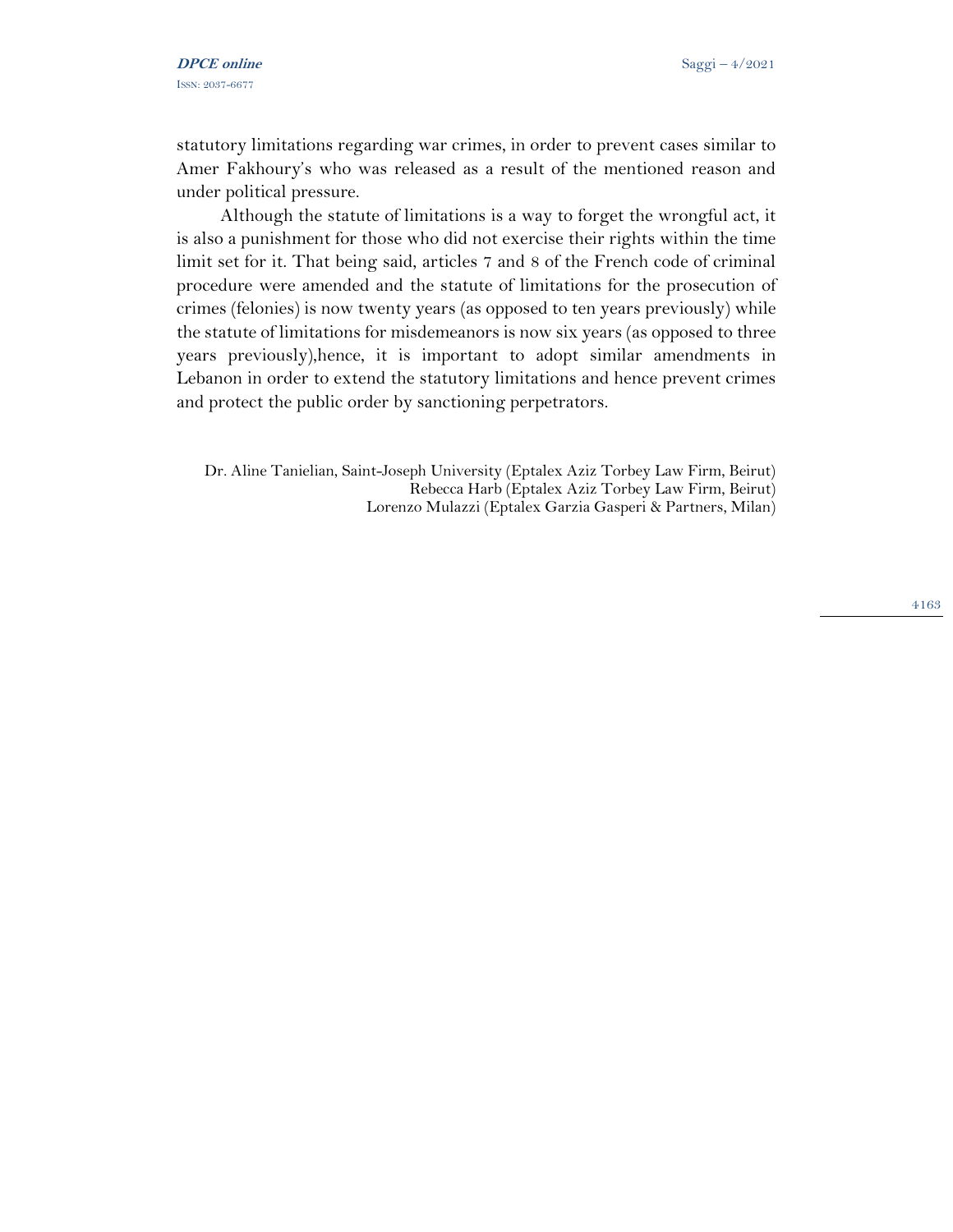statutory limitations regarding war crimes, in order to prevent cases similar to Amer Fakhoury's who was released as a result of the mentioned reason and under political pressure.

Although the statute of limitations is a way to forget the wrongful act, it is also a punishment for those who did not exercise their rights within the time limit set for it. That being said, articles 7 and 8 of the French code of criminal procedure were amended and the statute of limitations for the prosecution of crimes (felonies) is now twenty years (as opposed to ten years previously) while the statute of limitations for misdemeanors is now six years (as opposed to three years previously),hence, it is important to adopt similar amendments in Lebanon in order to extend the statutory limitations and hence prevent crimes and protect the public order by sanctioning perpetrators.

Dr. Aline Tanielian, Saint-Joseph University (Eptalex Aziz Torbey Law Firm, Beirut)
Rebecca Harb (Eptalex Aziz Torbey Law Firm, Beirut)
Lorenzo Mulazzi (Eptalex Garzia Gasperi & Partners, Milan)